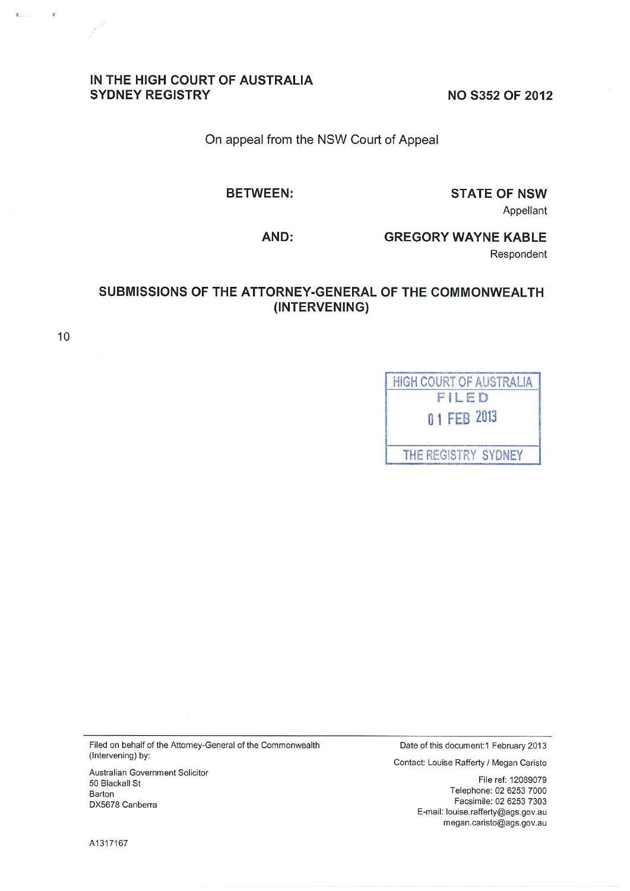**IN THE HIGH COURT OF AUSTRALIA**
**SYDNEY REGISTRY**

**NO S352 OF 2012**

On appeal from the NSW Court of Appeal

**BETWEEN:** **STATE OF NSW**
Appellant

**AND:** **GREGORY WAYNE KABLE**
Respondent

# SUBMISSIONS OF THE ATTORNEY-GENERAL OF THE COMMONWEALTH (INTERVENING)

HIGH COURT OF AUSTRALIA
FILED
01 FEB 2013
THE REGISTRY SYDNEY

Filed on behalf of the Attorney-General of the Commonwealth (Intervening) by:

Australian Government Solicitor
50 Blackall St
Barton
DX5678 Canberra

Date of this document: 1 February 2013

Contact: Louise Rafferty / Megan Caristo

File ref: 12089079
Telephone: 02 6253 7000
Facsimile: 02 6253 7303
E-mail: louise.rafferty@ags.gov.au
megan.caristo@ags.gov.au

A1317167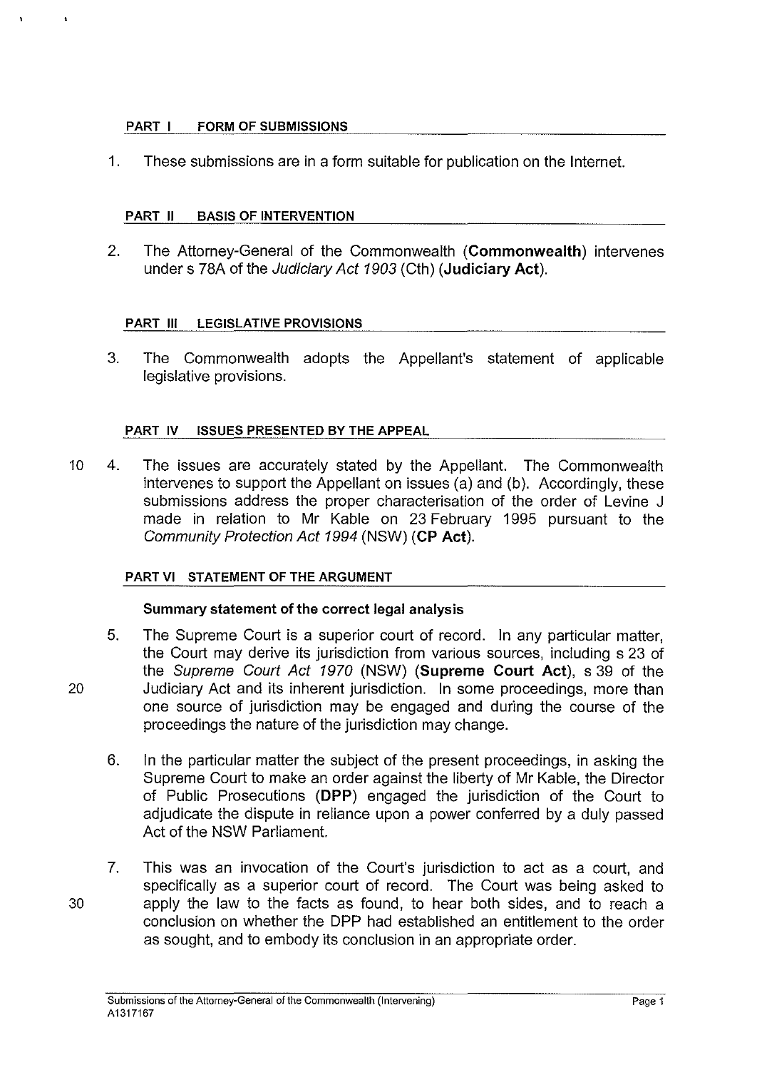## PART I FORM OF SUBMISSIONS

1. These submissions are in a form suitable for publication on the Internet.

## PART II BASIS OF INTERVENTION

2. The Attorney-General of the Commonwealth (**Commonwealth**) intervenes under s 78A of the *Judiciary Act 1903* (Cth) (**Judiciary Act**).

## PART III LEGISLATIVE PROVISIONS

3. The Commonwealth adopts the Appellant's statement of applicable legislative provisions.

## PART IV ISSUES PRESENTED BY THE APPEAL

4. The issues are accurately stated by the Appellant. The Commonwealth intervenes to support the Appellant on issues (a) and (b). Accordingly, these submissions address the proper characterisation of the order of Levine J made in relation to Mr Kable on 23 February 1995 pursuant to the *Community Protection Act 1994* (NSW) (**CP Act**).

## PART VI STATEMENT OF THE ARGUMENT

### Summary statement of the correct legal analysis

5. The Supreme Court is a superior court of record. In any particular matter, the Court may derive its jurisdiction from various sources, including s 23 of the *Supreme Court Act 1970* (NSW) (**Supreme Court Act**), s 39 of the Judiciary Act and its inherent jurisdiction. In some proceedings, more than one source of jurisdiction may be engaged and during the course of the proceedings the nature of the jurisdiction may change.

6. In the particular matter the subject of the present proceedings, in asking the Supreme Court to make an order against the liberty of Mr Kable, the Director of Public Prosecutions (**DPP**) engaged the jurisdiction of the Court to adjudicate the dispute in reliance upon a power conferred by a duly passed Act of the NSW Parliament.

7. This was an invocation of the Court's jurisdiction to act as a court, and specifically as a superior court of record. The Court was being asked to apply the law to the facts as found, to hear both sides, and to reach a conclusion on whether the DPP had established an entitlement to the order as sought, and to embody its conclusion in an appropriate order.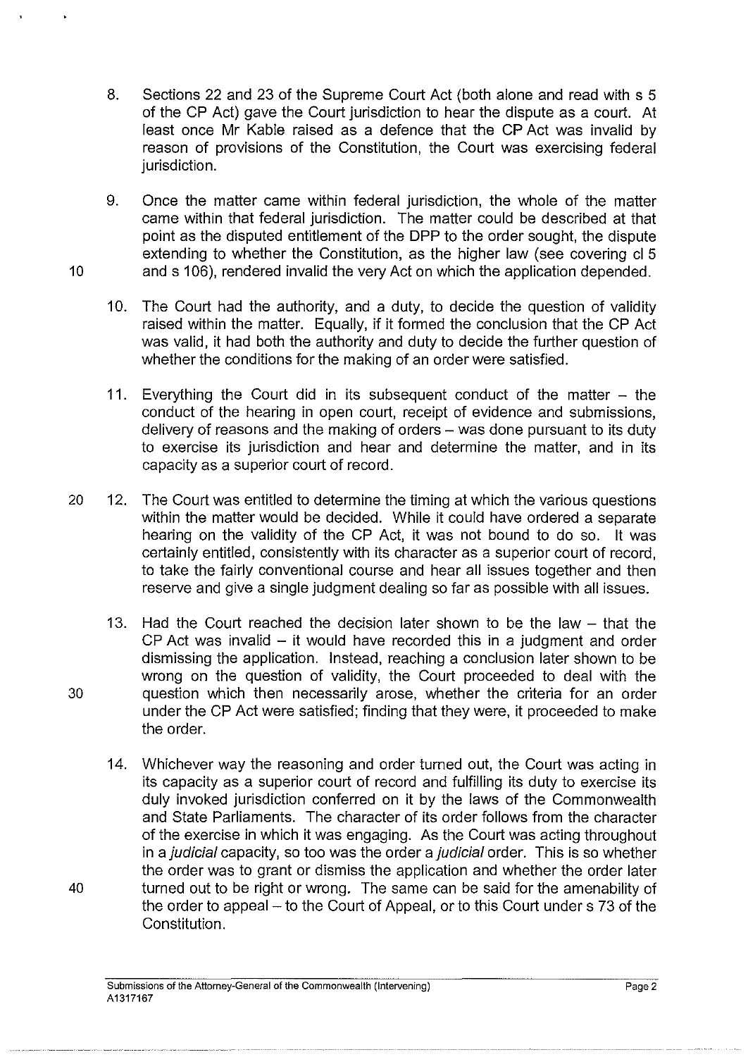8. Sections 22 and 23 of the Supreme Court Act (both alone and read with s 5 of the CP Act) gave the Court jurisdiction to hear the dispute as a court. At least once Mr Kable raised as a defence that the CP Act was invalid by reason of provisions of the Constitution, the Court was exercising federal jurisdiction.

9. Once the matter came within federal jurisdiction, the whole of the matter came within that federal jurisdiction. The matter could be described at that point as the disputed entitlement of the DPP to the order sought, the dispute extending to whether the Constitution, as the higher law (see covering cl 5 and s 106), rendered invalid the very Act on which the application depended.

10. The Court had the authority, and a duty, to decide the question of validity raised within the matter. Equally, if it formed the conclusion that the CP Act was valid, it had both the authority and duty to decide the further question of whether the conditions for the making of an order were satisfied.

11. Everything the Court did in its subsequent conduct of the matter – the conduct of the hearing in open court, receipt of evidence and submissions, delivery of reasons and the making of orders – was done pursuant to its duty to exercise its jurisdiction and hear and determine the matter, and in its capacity as a superior court of record.

12. The Court was entitled to determine the timing at which the various questions within the matter would be decided. While it could have ordered a separate hearing on the validity of the CP Act, it was not bound to do so. It was certainly entitled, consistently with its character as a superior court of record, to take the fairly conventional course and hear all issues together and then reserve and give a single judgment dealing so far as possible with all issues.

13. Had the Court reached the decision later shown to be the law – that the CP Act was invalid – it would have recorded this in a judgment and order dismissing the application. Instead, reaching a conclusion later shown to be wrong on the question of validity, the Court proceeded to deal with the question which then necessarily arose, whether the criteria for an order under the CP Act were satisfied; finding that they were, it proceeded to make the order.

14. Whichever way the reasoning and order turned out, the Court was acting in its capacity as a superior court of record and fulfilling its duty to exercise its duly invoked jurisdiction conferred on it by the laws of the Commonwealth and State Parliaments. The character of its order follows from the character of the exercise in which it was engaging. As the Court was acting throughout in a *judicial* capacity, so too was the order a *judicial* order. This is so whether the order was to grant or dismiss the application and whether the order later turned out to be right or wrong. The same can be said for the amenability of the order to appeal – to the Court of Appeal, or to this Court under s 73 of the Constitution.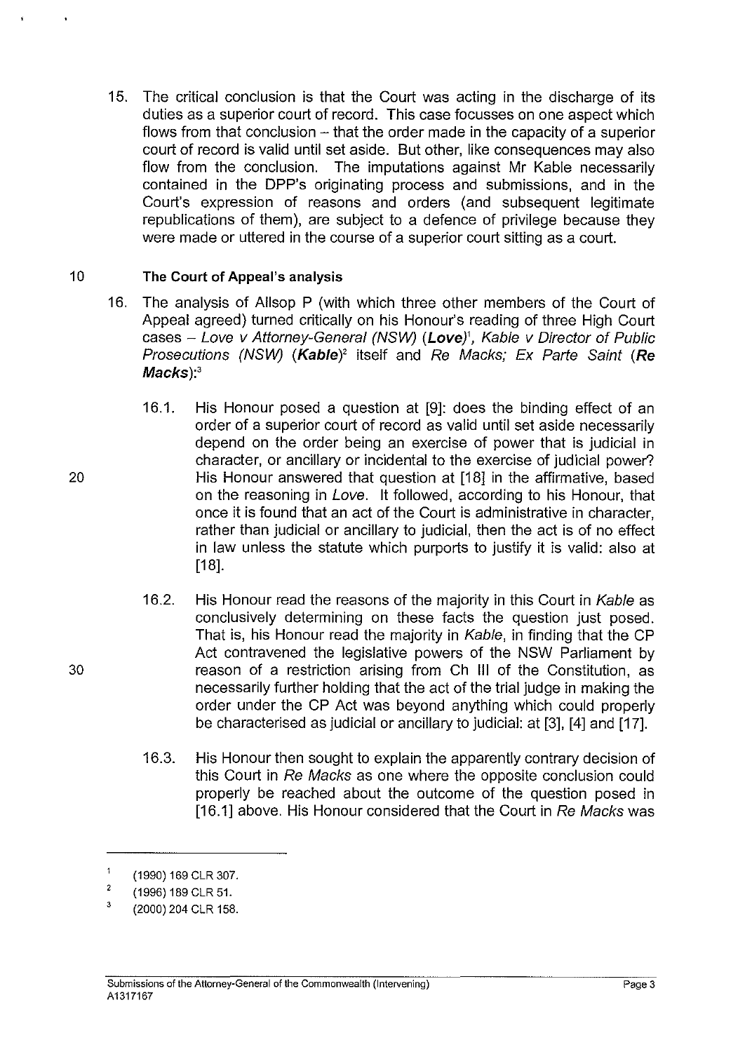15. The critical conclusion is that the Court was acting in the discharge of its duties as a superior court of record. This case focusses on one aspect which flows from that conclusion – that the order made in the capacity of a superior court of record is valid until set aside. But other, like consequences may also flow from the conclusion. The imputations against Mr Kable necessarily contained in the DPP's originating process and submissions, and in the Court's expression of reasons and orders (and subsequent legitimate republications of them), are subject to a defence of privilege because they were made or uttered in the course of a superior court sitting as a court.

### The Court of Appeal's analysis

16. The analysis of Allsop P (with which three other members of the Court of Appeal agreed) turned critically on his Honour's reading of three High Court cases – *Love v Attorney-General (NSW)* (***Love***)[1], *Kable v Director of Public Prosecutions (NSW)* (***Kable***)[2] itself and *Re Macks; Ex Parte Saint* (***Re Macks***):[3]

    16.1. His Honour posed a question at [9]: does the binding effect of an order of a superior court of record as valid until set aside necessarily depend on the order being an exercise of power that is judicial in character, or ancillary or incidental to the exercise of judicial power? His Honour answered that question at [18] in the affirmative, based on the reasoning in *Love*. It followed, according to his Honour, that once it is found that an act of the Court is administrative in character, rather than judicial or ancillary to judicial, then the act is of no effect in law unless the statute which purports to justify it is valid: also at [18].

    16.2. His Honour read the reasons of the majority in this Court in *Kable* as conclusively determining on these facts the question just posed. That is, his Honour read the majority in *Kable*, in finding that the CP Act contravened the legislative powers of the NSW Parliament by reason of a restriction arising from Ch III of the Constitution, as necessarily further holding that the act of the trial judge in making the order under the CP Act was beyond anything which could properly be characterised as judicial or ancillary to judicial: at [3], [4] and [17].

    16.3. His Honour then sought to explain the apparently contrary decision of this Court in *Re Macks* as one where the opposite conclusion could properly be reached about the outcome of the question posed in [16.1] above. His Honour considered that the Court in *Re Macks* was

---

[1] (1990) 169 CLR 307.

[2] (1996) 189 CLR 51.

[3] (2000) 204 CLR 158.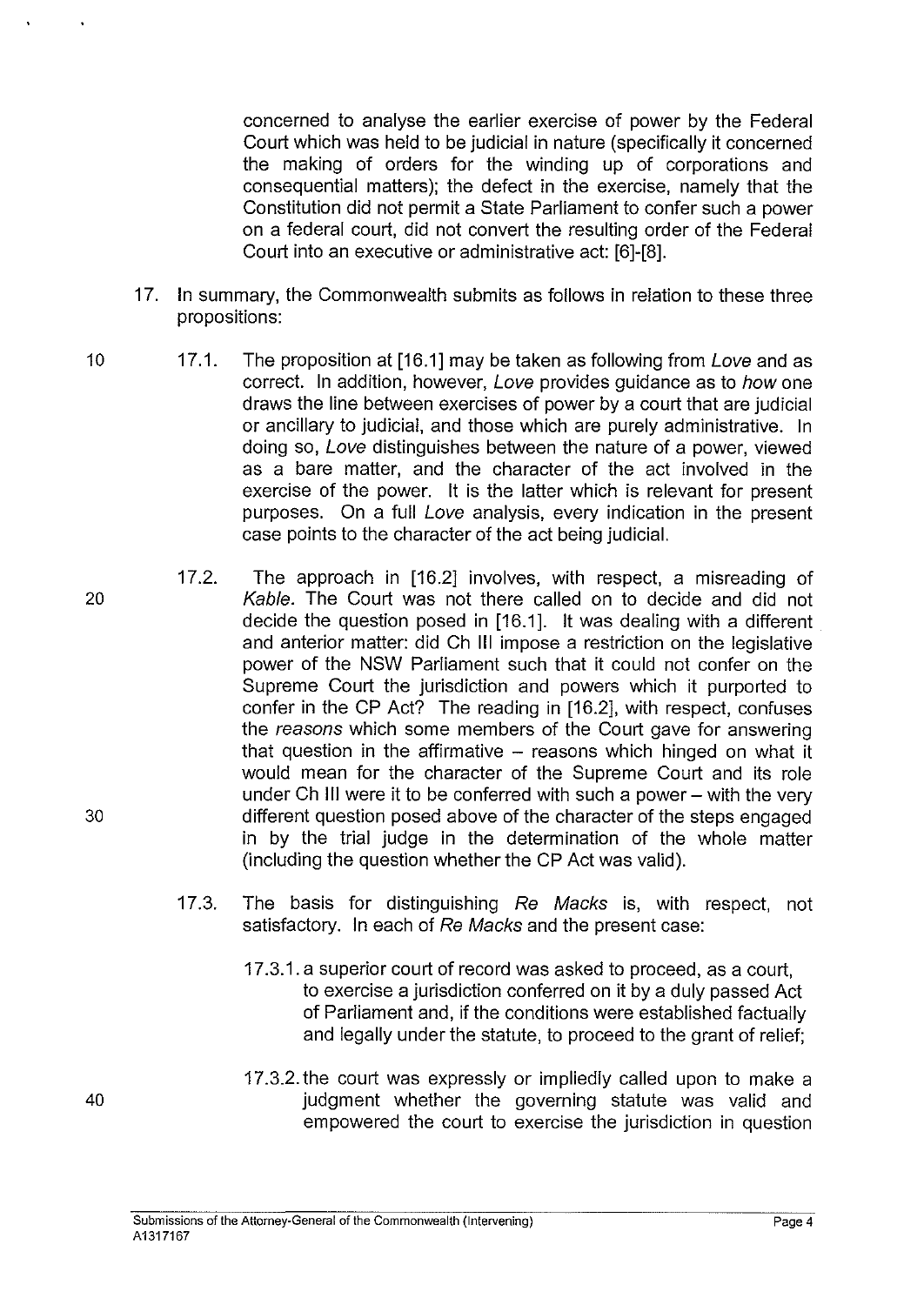concerned to analyse the earlier exercise of power by the Federal Court which was held to be judicial in nature (specifically it concerned the making of orders for the winding up of corporations and consequential matters); the defect in the exercise, namely that the Constitution did not permit a State Parliament to confer such a power on a federal court, did not convert the resulting order of the Federal Court into an executive or administrative act: [6]-[8].

17. In summary, the Commonwealth submits as follows in relation to these three propositions:

17.1. The proposition at [16.1] may be taken as following from *Love* and as correct. In addition, however, *Love* provides guidance as to *how* one draws the line between exercises of power by a court that are judicial or ancillary to judicial, and those which are purely administrative. In doing so, *Love* distinguishes between the nature of a power, viewed as a bare matter, and the character of the act involved in the exercise of the power. It is the latter which is relevant for present purposes. On a full *Love* analysis, every indication in the present case points to the character of the act being judicial.

17.2. The approach in [16.2] involves, with respect, a misreading of *Kable*. The Court was not there called on to decide and did not decide the question posed in [16.1]. It was dealing with a different and anterior matter: did Ch III impose a restriction on the legislative power of the NSW Parliament such that it could not confer on the Supreme Court the jurisdiction and powers which it purported to confer in the CP Act? The reading in [16.2], with respect, confuses the *reasons* which some members of the Court gave for answering that question in the affirmative – reasons which hinged on what it would mean for the character of the Supreme Court and its role under Ch III were it to be conferred with such a power – with the very different question posed above of the character of the steps engaged in by the trial judge in the determination of the whole matter (including the question whether the CP Act was valid).

17.3. The basis for distinguishing *Re Macks* is, with respect, not satisfactory. In each of *Re Macks* and the present case:

17.3.1. a superior court of record was asked to proceed, as a court, to exercise a jurisdiction conferred on it by a duly passed Act of Parliament and, if the conditions were established factually and legally under the statute, to proceed to the grant of relief;

17.3.2. the court was expressly or impliedly called upon to make a judgment whether the governing statute was valid and empowered the court to exercise the jurisdiction in question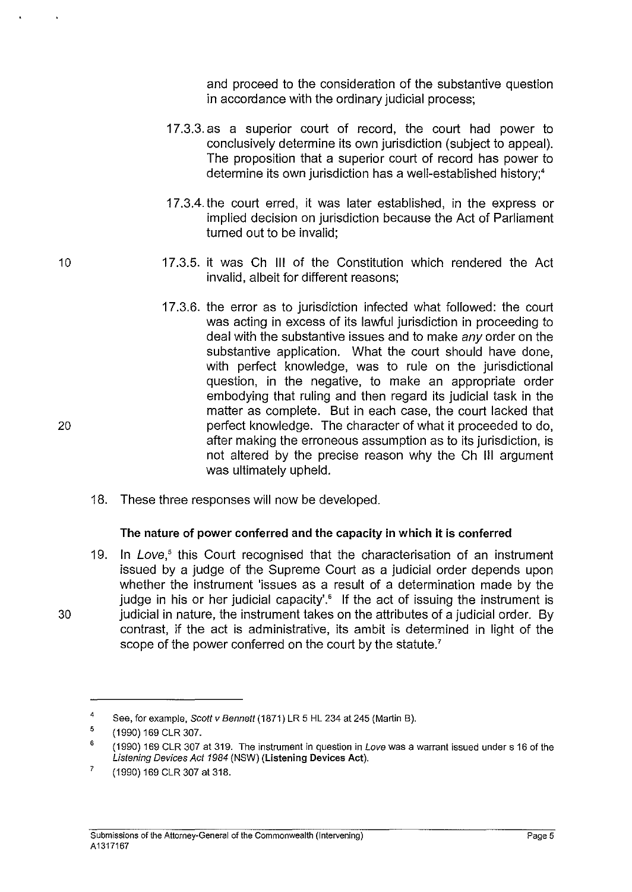and proceed to the consideration of the substantive question in accordance with the ordinary judicial process;

17.3.3. as a superior court of record, the court had power to conclusively determine its own jurisdiction (subject to appeal). The proposition that a superior court of record has power to determine its own jurisdiction has a well-established history;[4]

17.3.4. the court erred, it was later established, in the express or implied decision on jurisdiction because the Act of Parliament turned out to be invalid;

17.3.5. it was Ch III of the Constitution which rendered the Act invalid, albeit for different reasons;

17.3.6. the error as to jurisdiction infected what followed: the court was acting in excess of its lawful jurisdiction in proceeding to deal with the substantive issues and to make *any* order on the substantive application. What the court should have done, with perfect knowledge, was to rule on the jurisdictional question, in the negative, to make an appropriate order embodying that ruling and then regard its judicial task in the matter as complete. But in each case, the court lacked that perfect knowledge. The character of what it proceeded to do, after making the erroneous assumption as to its jurisdiction, is not altered by the precise reason why the Ch III argument was ultimately upheld.

18. These three responses will now be developed.

**The nature of power conferred and the capacity in which it is conferred**

19. In *Love*,[5] this Court recognised that the characterisation of an instrument issued by a judge of the Supreme Court as a judicial order depends upon whether the instrument 'issues as a result of a determination made by the judge in his or her judicial capacity'.[6] If the act of issuing the instrument is judicial in nature, the instrument takes on the attributes of a judicial order. By contrast, if the act is administrative, its ambit is determined in light of the scope of the power conferred on the court by the statute.[7]

---

[4] See, for example, *Scott v Bennett* (1871) LR 5 HL 234 at 245 (Martin B).

[5] (1990) 169 CLR 307.

[6] (1990) 169 CLR 307 at 319. The instrument in question in *Love* was a warrant issued under s 16 of the *Listening Devices Act 1984* (NSW) (**Listening Devices Act**).

[7] (1990) 169 CLR 307 at 318.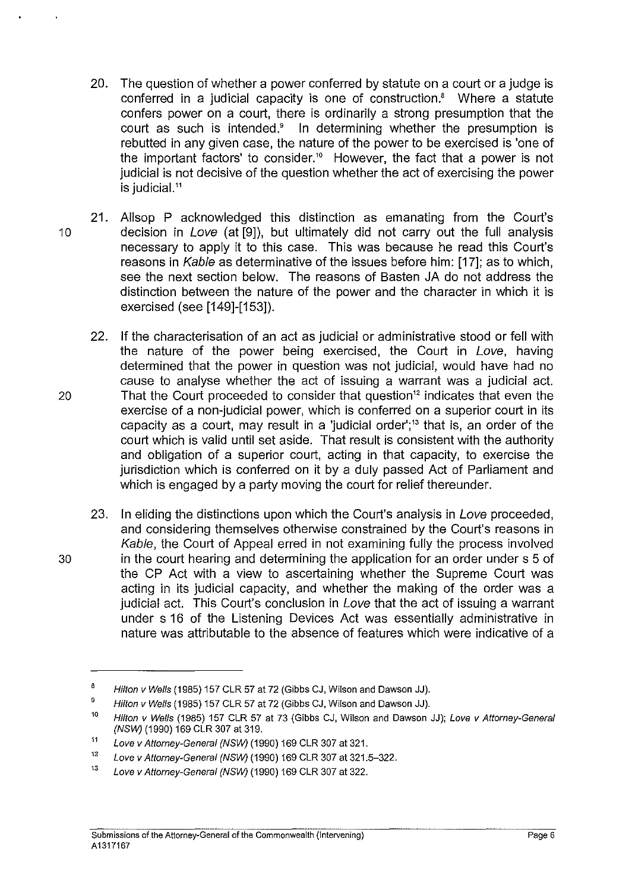20. The question of whether a power conferred by statute on a court or a judge is conferred in a judicial capacity is one of construction.[8] Where a statute confers power on a court, there is ordinarily a strong presumption that the court as such is intended.[9] In determining whether the presumption is rebutted in any given case, the nature of the power to be exercised is 'one of the important factors' to consider.[10] However, the fact that a power is not judicial is not decisive of the question whether the act of exercising the power is judicial.[11]

21. Allsop P acknowledged this distinction as emanating from the Court's decision in *Love* (at [9]), but ultimately did not carry out the full analysis necessary to apply it to this case. This was because he read this Court's reasons in *Kable* as determinative of the issues before him: [17]; as to which, see the next section below. The reasons of Basten JA do not address the distinction between the nature of the power and the character in which it is exercised (see [149]-[153]).

22. If the characterisation of an act as judicial or administrative stood or fell with the nature of the power being exercised, the Court in *Love*, having determined that the power in question was not judicial, would have had no cause to analyse whether the act of issuing a warrant was a judicial act. That the Court proceeded to consider that question[12] indicates that even the exercise of a non-judicial power, which is conferred on a superior court in its capacity as a court, may result in a 'judicial order';[13] that is, an order of the court which is valid until set aside. That result is consistent with the authority and obligation of a superior court, acting in that capacity, to exercise the jurisdiction which is conferred on it by a duly passed Act of Parliament and which is engaged by a party moving the court for relief thereunder.

23. In eliding the distinctions upon which the Court's analysis in *Love* proceeded, and considering themselves otherwise constrained by the Court's reasons in *Kable*, the Court of Appeal erred in not examining fully the process involved in the court hearing and determining the application for an order under s 5 of the CP Act with a view to ascertaining whether the Supreme Court was acting in its judicial capacity, and whether the making of the order was a judicial act. This Court's conclusion in *Love* that the act of issuing a warrant under s 16 of the Listening Devices Act was essentially administrative in nature was attributable to the absence of features which were indicative of a

---

[8] *Hilton v Wells* (1985) 157 CLR 57 at 72 (Gibbs CJ, Wilson and Dawson JJ).

[9] *Hilton v Wells* (1985) 157 CLR 57 at 72 (Gibbs CJ, Wilson and Dawson JJ).

[10] *Hilton v Wells* (1985) 157 CLR 57 at 73 (Gibbs CJ, Wilson and Dawson JJ); *Love v Attorney-General (NSW)* (1990) 169 CLR 307 at 319.

[11] *Love v Attorney-General (NSW)* (1990) 169 CLR 307 at 321.

[12] *Love v Attorney-General (NSW)* (1990) 169 CLR 307 at 321.5–322.

[13] *Love v Attorney-General (NSW)* (1990) 169 CLR 307 at 322.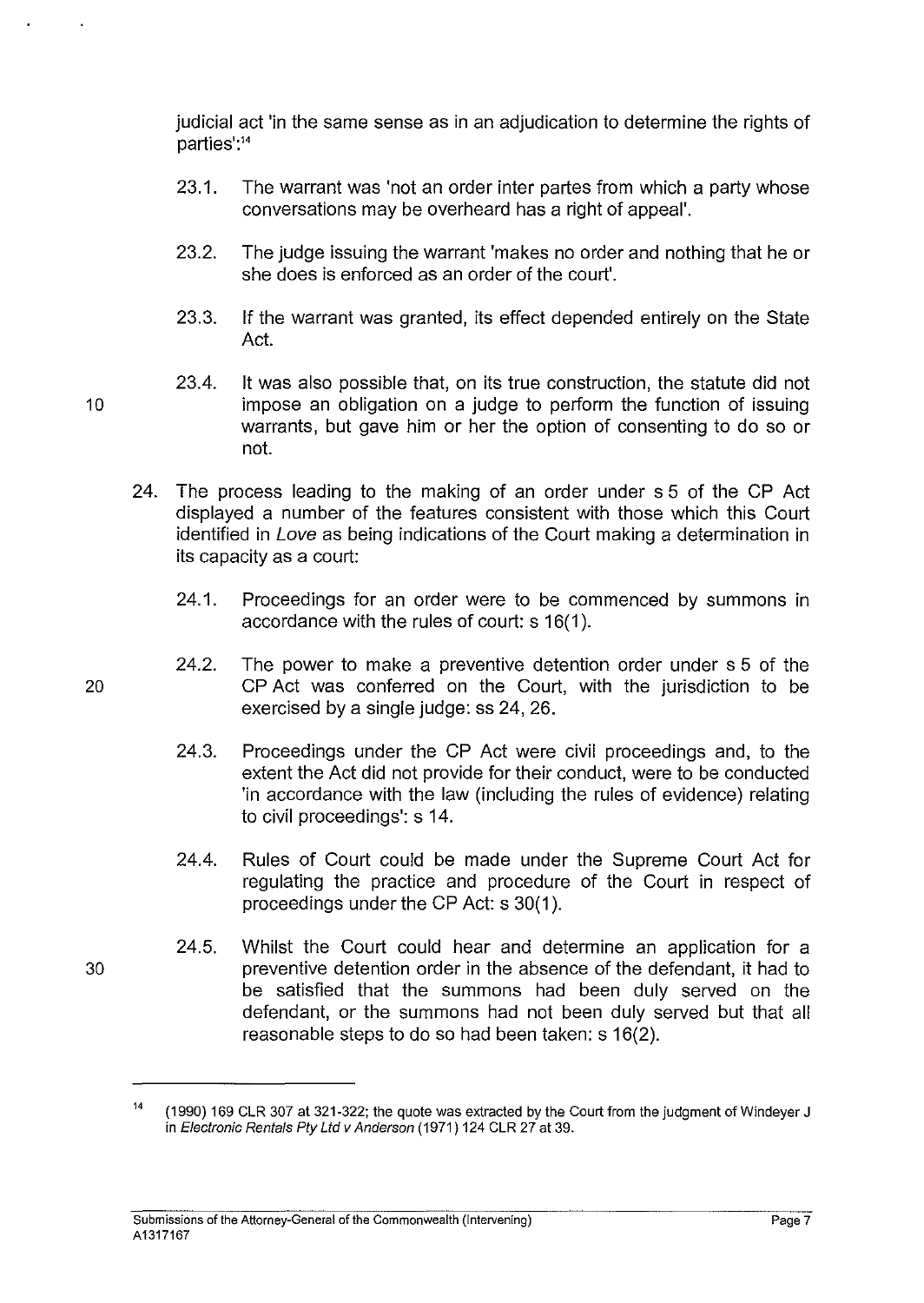judicial act 'in the same sense as in an adjudication to determine the rights of parties':[14]

23.1. The warrant was 'not an order inter partes from which a party whose conversations may be overheard has a right of appeal'.

23.2. The judge issuing the warrant 'makes no order and nothing that he or she does is enforced as an order of the court'.

23.3. If the warrant was granted, its effect depended entirely on the State Act.

23.4. It was also possible that, on its true construction, the statute did not impose an obligation on a judge to perform the function of issuing warrants, but gave him or her the option of consenting to do so or not.

24. The process leading to the making of an order under s 5 of the CP Act displayed a number of the features consistent with those which this Court identified in *Love* as being indications of the Court making a determination in its capacity as a court:

24.1. Proceedings for an order were to be commenced by summons in accordance with the rules of court: s 16(1).

24.2. The power to make a preventive detention order under s 5 of the CP Act was conferred on the Court, with the jurisdiction to be exercised by a single judge: ss 24, 26.

24.3. Proceedings under the CP Act were civil proceedings and, to the extent the Act did not provide for their conduct, were to be conducted 'in accordance with the law (including the rules of evidence) relating to civil proceedings': s 14.

24.4. Rules of Court could be made under the Supreme Court Act for regulating the practice and procedure of the Court in respect of proceedings under the CP Act: s 30(1).

24.5. Whilst the Court could hear and determine an application for a preventive detention order in the absence of the defendant, it had to be satisfied that the summons had been duly served on the defendant, or the summons had not been duly served but that all reasonable steps to do so had been taken: s 16(2).

---

[14] (1990) 169 CLR 307 at 321-322; the quote was extracted by the Court from the judgment of Windeyer J in *Electronic Rentals Pty Ltd v Anderson* (1971) 124 CLR 27 at 39.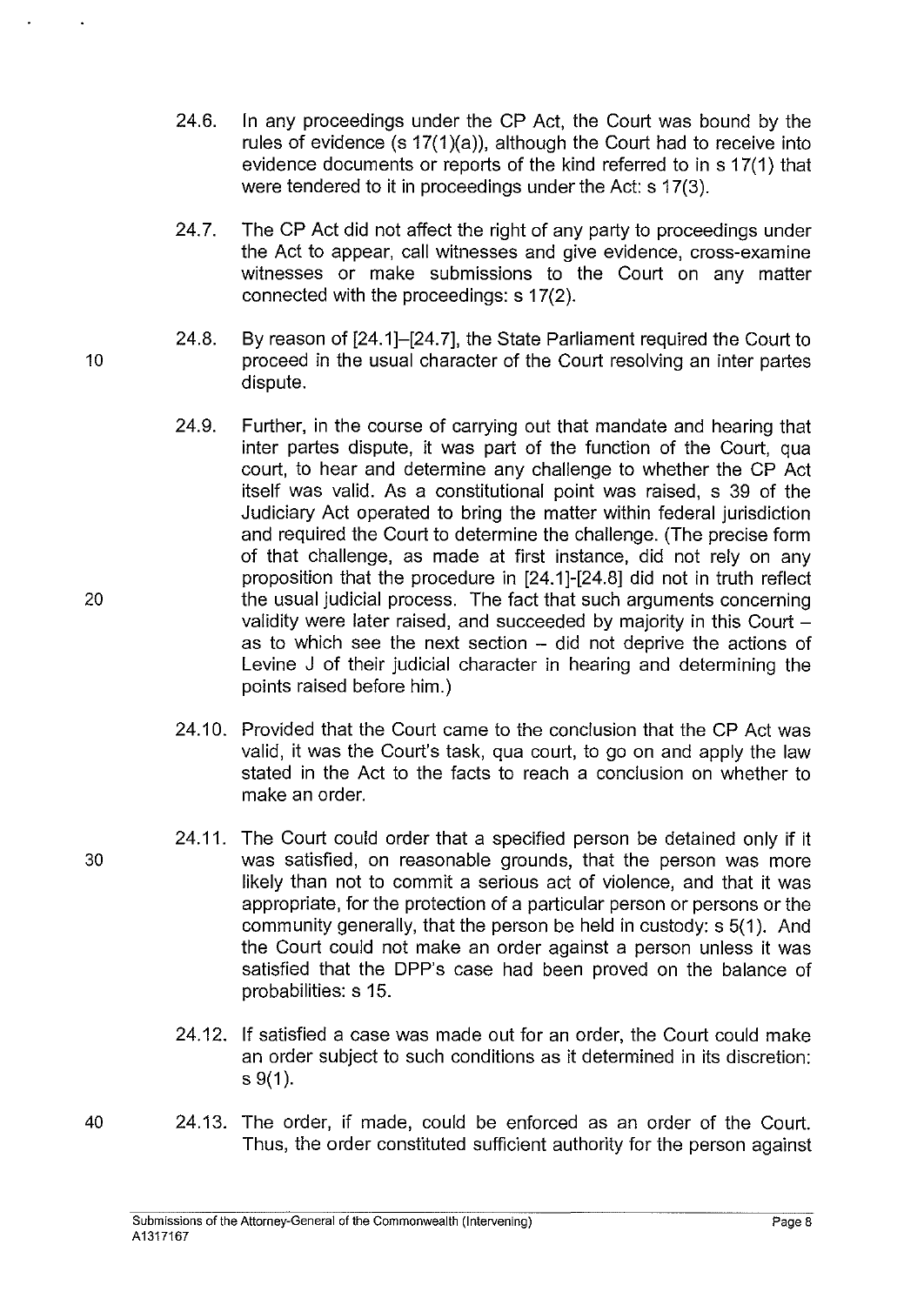24.6. In any proceedings under the CP Act, the Court was bound by the rules of evidence (s 17(1)(a)), although the Court had to receive into evidence documents or reports of the kind referred to in s 17(1) that were tendered to it in proceedings under the Act: s 17(3).

24.7. The CP Act did not affect the right of any party to proceedings under the Act to appear, call witnesses and give evidence, cross-examine witnesses or make submissions to the Court on any matter connected with the proceedings: s 17(2).

24.8. By reason of [24.1]–[24.7], the State Parliament required the Court to proceed in the usual character of the Court resolving an inter partes dispute.

24.9. Further, in the course of carrying out that mandate and hearing that inter partes dispute, it was part of the function of the Court, qua court, to hear and determine any challenge to whether the CP Act itself was valid. As a constitutional point was raised, s 39 of the Judiciary Act operated to bring the matter within federal jurisdiction and required the Court to determine the challenge. (The precise form of that challenge, as made at first instance, did not rely on any proposition that the procedure in [24.1]-[24.8] did not in truth reflect the usual judicial process. The fact that such arguments concerning validity were later raised, and succeeded by majority in this Court – as to which see the next section – did not deprive the actions of Levine J of their judicial character in hearing and determining the points raised before him.)

24.10. Provided that the Court came to the conclusion that the CP Act was valid, it was the Court's task, qua court, to go on and apply the law stated in the Act to the facts to reach a conclusion on whether to make an order.

24.11. The Court could order that a specified person be detained only if it was satisfied, on reasonable grounds, that the person was more likely than not to commit a serious act of violence, and that it was appropriate, for the protection of a particular person or persons or the community generally, that the person be held in custody: s 5(1). And the Court could not make an order against a person unless it was satisfied that the DPP's case had been proved on the balance of probabilities: s 15.

24.12. If satisfied a case was made out for an order, the Court could make an order subject to such conditions as it determined in its discretion: s 9(1).

24.13. The order, if made, could be enforced as an order of the Court. Thus, the order constituted sufficient authority for the person against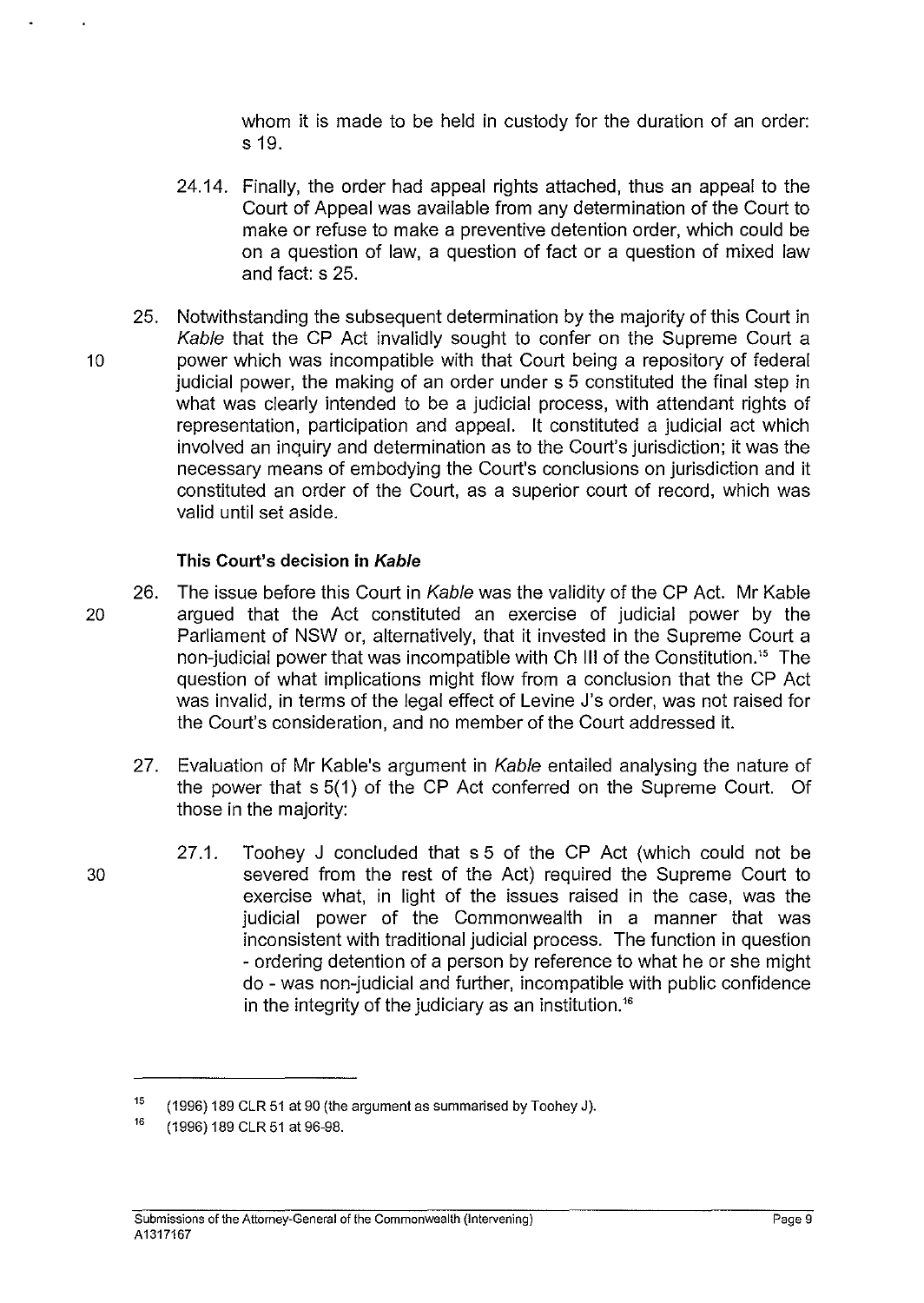whom it is made to be held in custody for the duration of an order: s 19.

24.14. Finally, the order had appeal rights attached, thus an appeal to the Court of Appeal was available from any determination of the Court to make or refuse to make a preventive detention order, which could be on a question of law, a question of fact or a question of mixed law and fact: s 25.

25. Notwithstanding the subsequent determination by the majority of this Court in *Kable* that the CP Act invalidly sought to confer on the Supreme Court a power which was incompatible with that Court being a repository of federal judicial power, the making of an order under s 5 constituted the final step in what was clearly intended to be a judicial process, with attendant rights of representation, participation and appeal. It constituted a judicial act which involved an inquiry and determination as to the Court's jurisdiction; it was the necessary means of embodying the Court's conclusions on jurisdiction and it constituted an order of the Court, as a superior court of record, which was valid until set aside.

**This Court's decision in *Kable***

26. The issue before this Court in *Kable* was the validity of the CP Act. Mr Kable argued that the Act constituted an exercise of judicial power by the Parliament of NSW or, alternatively, that it invested in the Supreme Court a non-judicial power that was incompatible with Ch III of the Constitution.[15] The question of what implications might flow from a conclusion that the CP Act was invalid, in terms of the legal effect of Levine J's order, was not raised for the Court's consideration, and no member of the Court addressed it.

27. Evaluation of Mr Kable's argument in *Kable* entailed analysing the nature of the power that s 5(1) of the CP Act conferred on the Supreme Court. Of those in the majority:

27.1. Toohey J concluded that s 5 of the CP Act (which could not be severed from the rest of the Act) required the Supreme Court to exercise what, in light of the issues raised in the case, was the judicial power of the Commonwealth in a manner that was inconsistent with traditional judicial process. The function in question - ordering detention of a person by reference to what he or she might do - was non-judicial and further, incompatible with public confidence in the integrity of the judiciary as an institution.[16]

---

[15] (1996) 189 CLR 51 at 90 (the argument as summarised by Toohey J).

[16] (1996) 189 CLR 51 at 96-98.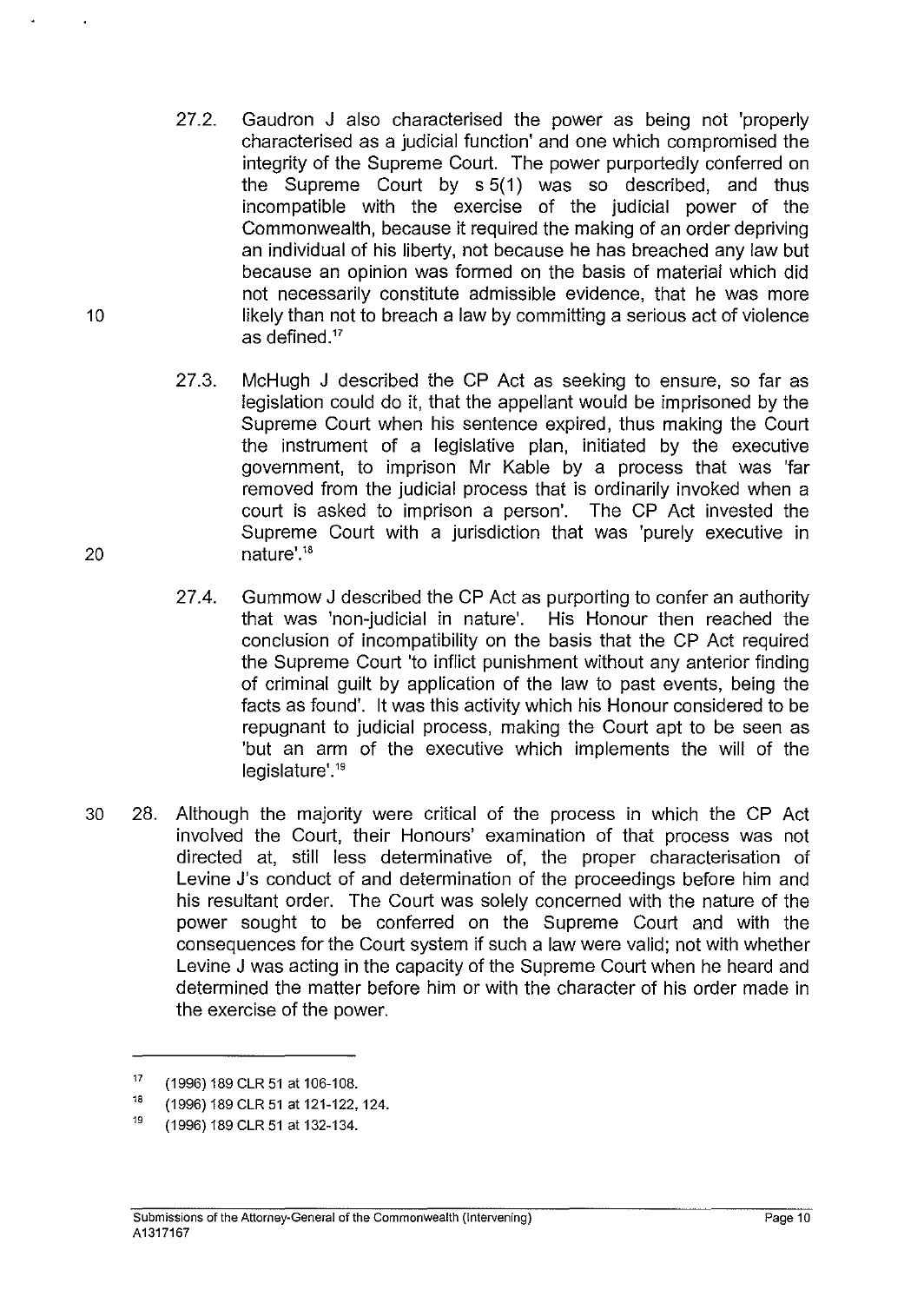27.2. Gaudron J also characterised the power as being not 'properly characterised as a judicial function' and one which compromised the integrity of the Supreme Court. The power purportedly conferred on the Supreme Court by s 5(1) was so described, and thus incompatible with the exercise of the judicial power of the Commonwealth, because it required the making of an order depriving an individual of his liberty, not because he has breached any law but because an opinion was formed on the basis of material which did not necessarily constitute admissible evidence, that he was more likely than not to breach a law by committing a serious act of violence as defined.[17]

27.3. McHugh J described the CP Act as seeking to ensure, so far as legislation could do it, that the appellant would be imprisoned by the Supreme Court when his sentence expired, thus making the Court the instrument of a legislative plan, initiated by the executive government, to imprison Mr Kable by a process that was 'far removed from the judicial process that is ordinarily invoked when a court is asked to imprison a person'. The CP Act invested the Supreme Court with a jurisdiction that was 'purely executive in nature'.[18]

27.4. Gummow J described the CP Act as purporting to confer an authority that was 'non-judicial in nature'. His Honour then reached the conclusion of incompatibility on the basis that the CP Act required the Supreme Court 'to inflict punishment without any anterior finding of criminal guilt by application of the law to past events, being the facts as found'. It was this activity which his Honour considered to be repugnant to judicial process, making the Court apt to be seen as 'but an arm of the executive which implements the will of the legislature'.[19]

28. Although the majority were critical of the process in which the CP Act involved the Court, their Honours' examination of that process was not directed at, still less determinative of, the proper characterisation of Levine J's conduct of and determination of the proceedings before him and his resultant order. The Court was solely concerned with the nature of the power sought to be conferred on the Supreme Court and with the consequences for the Court system if such a law were valid; not with whether Levine J was acting in the capacity of the Supreme Court when he heard and determined the matter before him or with the character of his order made in the exercise of the power.

---

[17] (1996) 189 CLR 51 at 106-108.

[18] (1996) 189 CLR 51 at 121-122, 124.

[19] (1996) 189 CLR 51 at 132-134.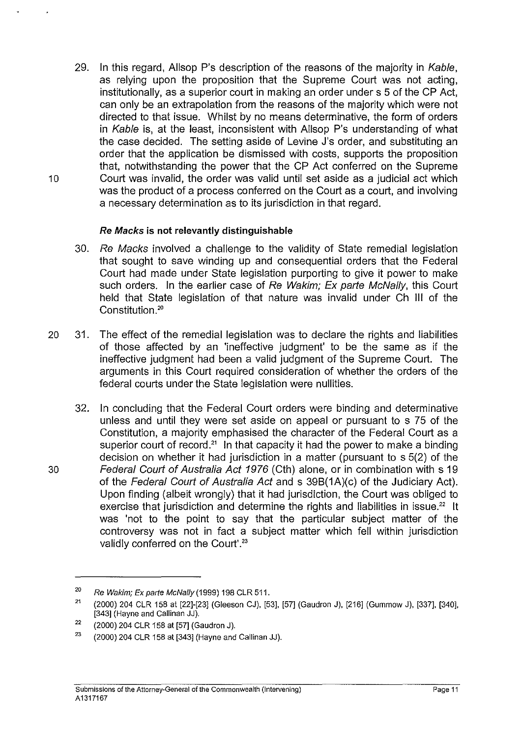29. In this regard, Allsop P's description of the reasons of the majority in *Kable*, as relying upon the proposition that the Supreme Court was not acting, institutionally, as a superior court in making an order under s 5 of the CP Act, can only be an extrapolation from the reasons of the majority which were not directed to that issue. Whilst by no means determinative, the form of orders in *Kable* is, at the least, inconsistent with Allsop P's understanding of what the case decided. The setting aside of Levine J's order, and substituting an order that the application be dismissed with costs, supports the proposition that, notwithstanding the power that the CP Act conferred on the Supreme Court was invalid, the order was valid until set aside as a judicial act which was the product of a process conferred on the Court as a court, and involving a necessary determination as to its jurisdiction in that regard.

### *Re Macks* is not relevantly distinguishable

30. *Re Macks* involved a challenge to the validity of State remedial legislation that sought to save winding up and consequential orders that the Federal Court had made under State legislation purporting to give it power to make such orders. In the earlier case of *Re Wakim; Ex parte McNally*, this Court held that State legislation of that nature was invalid under Ch III of the Constitution.[20]

31. The effect of the remedial legislation was to declare the rights and liabilities of those affected by an 'ineffective judgment' to be the same as if the ineffective judgment had been a valid judgment of the Supreme Court. The arguments in this Court required consideration of whether the orders of the federal courts under the State legislation were nullities.

32. In concluding that the Federal Court orders were binding and determinative unless and until they were set aside on appeal or pursuant to s 75 of the Constitution, a majority emphasised the character of the Federal Court as a superior court of record.[21] In that capacity it had the power to make a binding decision on whether it had jurisdiction in a matter (pursuant to s 5(2) of the *Federal Court of Australia Act 1976* (Cth) alone, or in combination with s 19 of the *Federal Court of Australia Act* and s 39B(1A)(c) of the Judiciary Act). Upon finding (albeit wrongly) that it had jurisdiction, the Court was obliged to exercise that jurisdiction and determine the rights and liabilities in issue.[22] It was 'not to the point to say that the particular subject matter of the controversy was not in fact a subject matter which fell within jurisdiction validly conferred on the Court'.[23]

---

[20] *Re Wakim; Ex parte McNally* (1999) 198 CLR 511.

[21] (2000) 204 CLR 158 at [22]-[23] (Gleeson CJ), [53], [57] (Gaudron J), [216] (Gummow J), [337], [340], [343] (Hayne and Callinan JJ).

[22] (2000) 204 CLR 158 at [57] (Gaudron J).

[23] (2000) 204 CLR 158 at [343] (Hayne and Callinan JJ).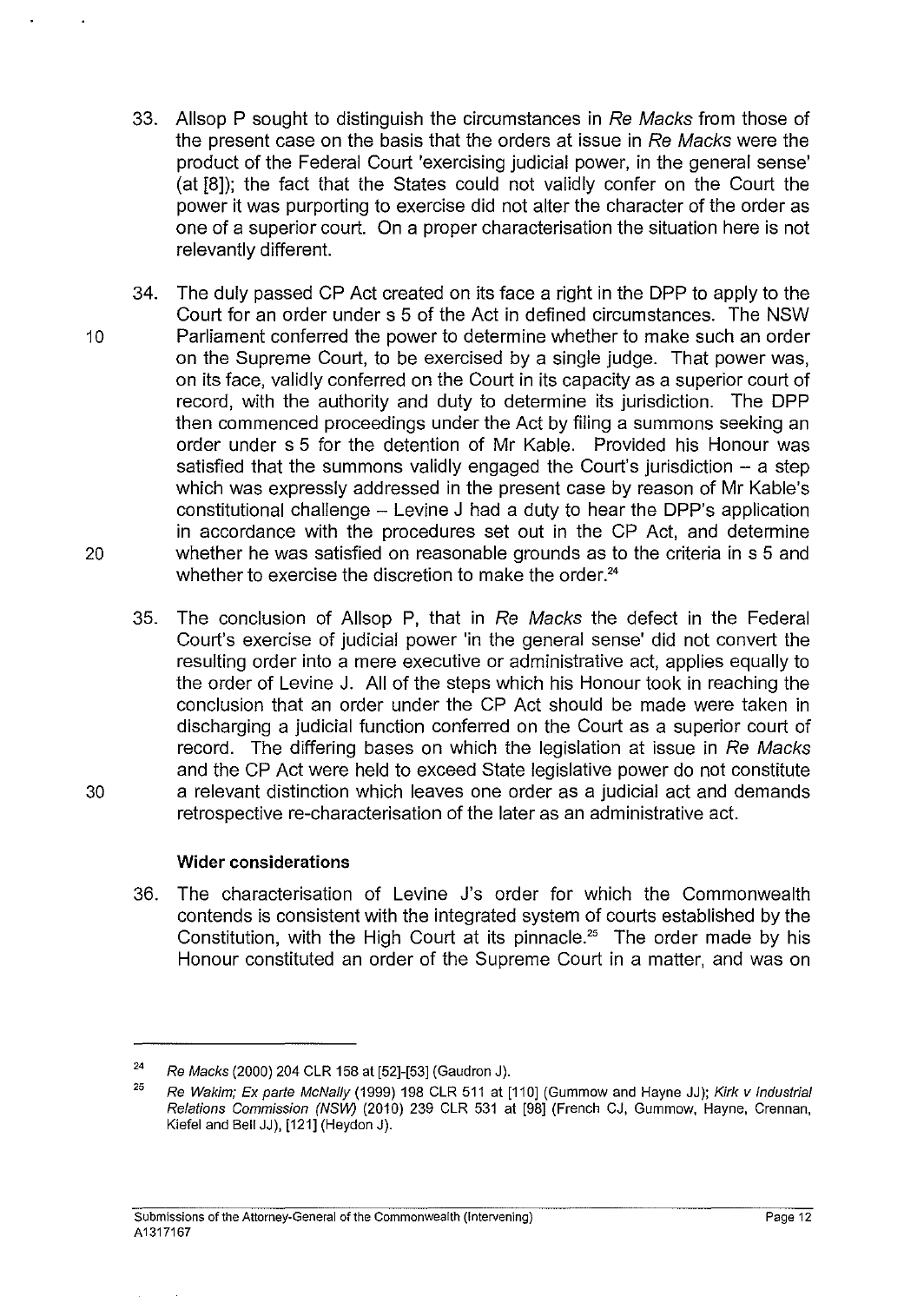33. Allsop P sought to distinguish the circumstances in *Re Macks* from those of the present case on the basis that the orders at issue in *Re Macks* were the product of the Federal Court 'exercising judicial power, in the general sense' (at [8]); the fact that the States could not validly confer on the Court the power it was purporting to exercise did not alter the character of the order as one of a superior court. On a proper characterisation the situation here is not relevantly different.

34. The duly passed CP Act created on its face a right in the DPP to apply to the Court for an order under s 5 of the Act in defined circumstances. The NSW Parliament conferred the power to determine whether to make such an order on the Supreme Court, to be exercised by a single judge. That power was, on its face, validly conferred on the Court in its capacity as a superior court of record, with the authority and duty to determine its jurisdiction. The DPP then commenced proceedings under the Act by filing a summons seeking an order under s 5 for the detention of Mr Kable. Provided his Honour was satisfied that the summons validly engaged the Court's jurisdiction – a step which was expressly addressed in the present case by reason of Mr Kable's constitutional challenge – Levine J had a duty to hear the DPP's application in accordance with the procedures set out in the CP Act, and determine whether he was satisfied on reasonable grounds as to the criteria in s 5 and whether to exercise the discretion to make the order.[24]

35. The conclusion of Allsop P, that in *Re Macks* the defect in the Federal Court's exercise of judicial power 'in the general sense' did not convert the resulting order into a mere executive or administrative act, applies equally to the order of Levine J. All of the steps which his Honour took in reaching the conclusion that an order under the CP Act should be made were taken in discharging a judicial function conferred on the Court as a superior court of record. The differing bases on which the legislation at issue in *Re Macks* and the CP Act were held to exceed State legislative power do not constitute a relevant distinction which leaves one order as a judicial act and demands retrospective re-characterisation of the later as an administrative act.

**Wider considerations**

36. The characterisation of Levine J's order for which the Commonwealth contends is consistent with the integrated system of courts established by the Constitution, with the High Court at its pinnacle.[25] The order made by his Honour constituted an order of the Supreme Court in a matter, and was on

---

[24] *Re Macks* (2000) 204 CLR 158 at [52]-[53] (Gaudron J).

[25] *Re Wakim; Ex parte McNally* (1999) 198 CLR 511 at [110] (Gummow and Hayne JJ); *Kirk v Industrial Relations Commission (NSW)* (2010) 239 CLR 531 at [98] (French CJ, Gummow, Hayne, Crennan, Kiefel and Bell JJ), [121] (Heydon J).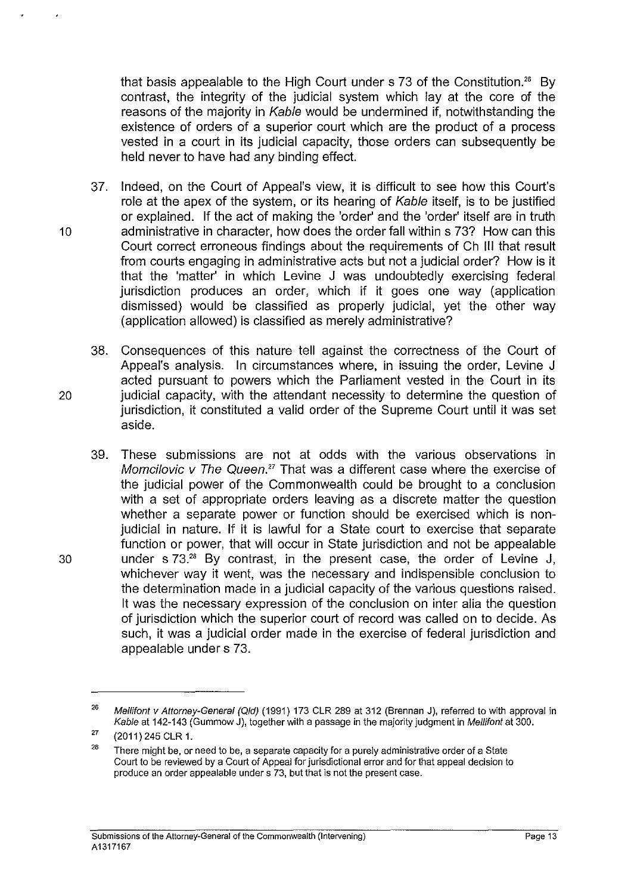that basis appealable to the High Court under s 73 of the Constitution.[26] By contrast, the integrity of the judicial system which lay at the core of the reasons of the majority in *Kable* would be undermined if, notwithstanding the existence of orders of a superior court which are the product of a process vested in a court in its judicial capacity, those orders can subsequently be held never to have had any binding effect.

37. Indeed, on the Court of Appeal's view, it is difficult to see how this Court's role at the apex of the system, or its hearing of *Kable* itself, is to be justified or explained. If the act of making the 'order' and the 'order' itself are in truth administrative in character, how does the order fall within s 73? How can this Court correct erroneous findings about the requirements of Ch III that result from courts engaging in administrative acts but not a judicial order? How is it that the 'matter' in which Levine J was undoubtedly exercising federal jurisdiction produces an order, which if it goes one way (application dismissed) would be classified as properly judicial, yet the other way (application allowed) is classified as merely administrative?

38. Consequences of this nature tell against the correctness of the Court of Appeal's analysis. In circumstances where, in issuing the order, Levine J acted pursuant to powers which the Parliament vested in the Court in its judicial capacity, with the attendant necessity to determine the question of jurisdiction, it constituted a valid order of the Supreme Court until it was set aside.

39. These submissions are not at odds with the various observations in *Momcilovic v The Queen*.[27] That was a different case where the exercise of the judicial power of the Commonwealth could be brought to a conclusion with a set of appropriate orders leaving as a discrete matter the question whether a separate power or function should be exercised which is non-judicial in nature. If it is lawful for a State court to exercise that separate function or power, that will occur in State jurisdiction and not be appealable under s 73.[28] By contrast, in the present case, the order of Levine J, whichever way it went, was the necessary and indispensible conclusion to the determination made in a judicial capacity of the various questions raised. It was the necessary expression of the conclusion on inter alia the question of jurisdiction which the superior court of record was called on to decide. As such, it was a judicial order made in the exercise of federal jurisdiction and appealable under s 73.

---

[26] *Mellifont v Attorney-General (Qld)* (1991) 173 CLR 289 at 312 (Brennan J), referred to with approval in *Kable* at 142-143 (Gummow J), together with a passage in the majority judgment in *Mellifont* at 300.

[27] (2011) 245 CLR 1.

[28] There might be, or need to be, a separate capacity for a purely administrative order of a State Court to be reviewed by a Court of Appeal for jurisdictional error and for that appeal decision to produce an order appealable under s 73, but that is not the present case.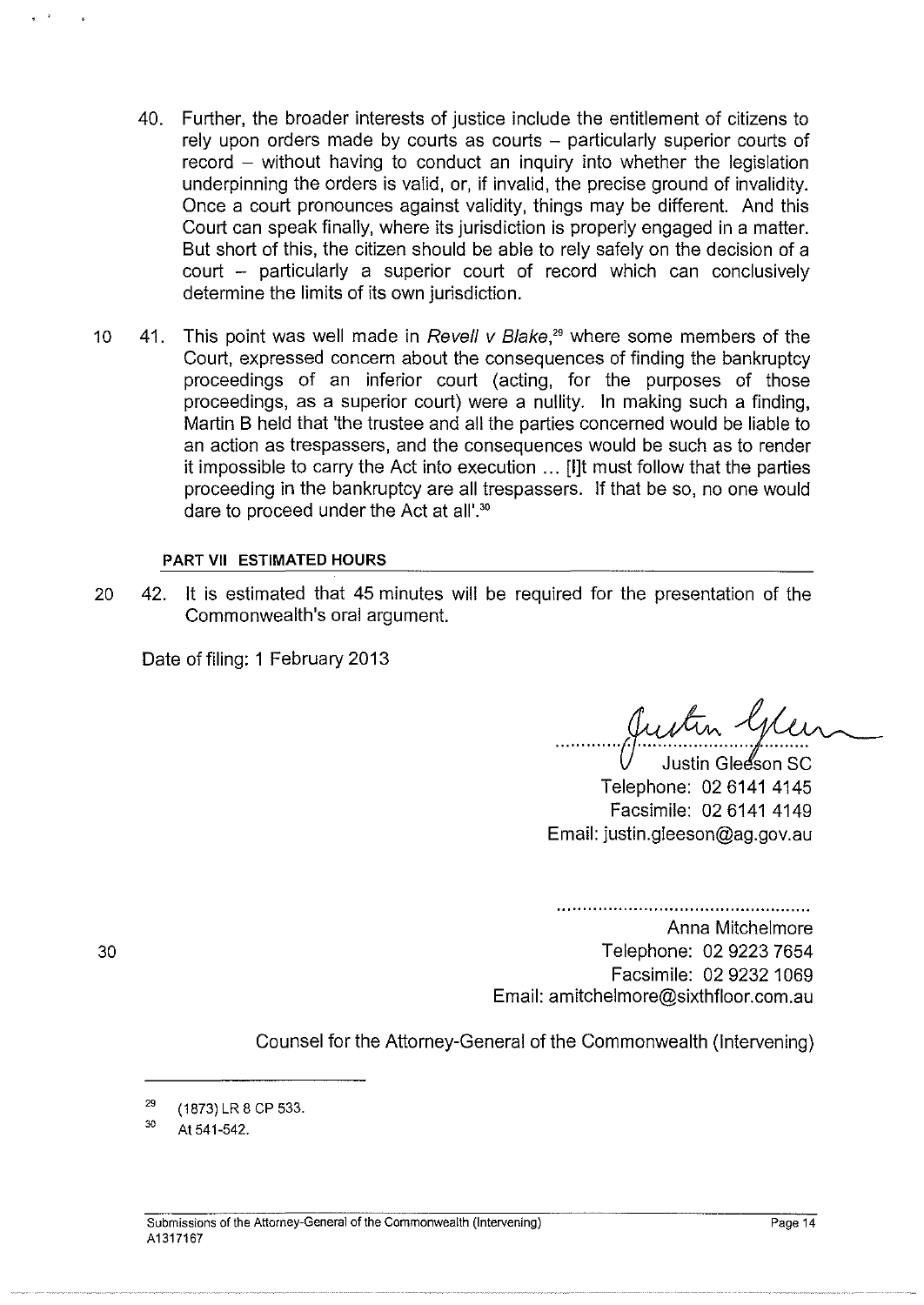40. Further, the broader interests of justice include the entitlement of citizens to rely upon orders made by courts as courts – particularly superior courts of record – without having to conduct an inquiry into whether the legislation underpinning the orders is valid, or, if invalid, the precise ground of invalidity. Once a court pronounces against validity, things may be different. And this Court can speak finally, where its jurisdiction is properly engaged in a matter. But short of this, the citizen should be able to rely safely on the decision of a court – particularly a superior court of record which can conclusively determine the limits of its own jurisdiction.

41. This point was well made in *Revell v Blake*,[29] where some members of the Court, expressed concern about the consequences of finding the bankruptcy proceedings of an inferior court (acting, for the purposes of those proceedings, as a superior court) were a nullity. In making such a finding, Martin B held that 'the trustee and all the parties concerned would be liable to an action as trespassers, and the consequences would be such as to render it impossible to carry the Act into execution ... [I]t must follow that the parties proceeding in the bankruptcy are all trespassers. If that be so, no one would dare to proceed under the Act at all'.[30]

#### PART VII ESTIMATED HOURS

42. It is estimated that 45 minutes will be required for the presentation of the Commonwealth's oral argument.

Date of filing: 1 February 2013

Justin Gleeson SC
Telephone: 02 6141 4145
Facsimile: 02 6141 4149
Email: justin.gleeson@ag.gov.au

Anna Mitchelmore
Telephone: 02 9223 7654
Facsimile: 02 9232 1069
Email: amitchelmore@sixthfloor.com.au

Counsel for the Attorney-General of the Commonwealth (Intervening)

---

[29] (1873) LR 8 CP 533.

[30] At 541-542.